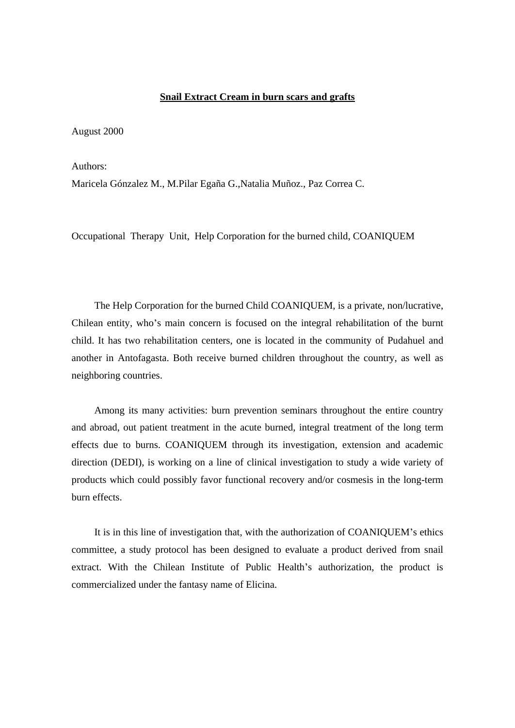# **Snail Extract Cream in burn scars and grafts**

August 2000

Authors:
Maricela Gónzalez M., M.Pilar Egaña G.,Natalia Muñoz., Paz Correa C.

Occupational Therapy Unit, Help Corporation for the burned child, COANIQUEM

The Help Corporation for the burned Child COANIQUEM, is a private, non/lucrative, Chilean entity, who's main concern is focused on the integral rehabilitation of the burnt child. It has two rehabilitation centers, one is located in the community of Pudahuel and another in Antofagasta. Both receive burned children throughout the country, as well as neighboring countries.

Among its many activities: burn prevention seminars throughout the entire country and abroad, out patient treatment in the acute burned, integral treatment of the long term effects due to burns. COANIQUEM through its investigation, extension and academic direction (DEDI), is working on a line of clinical investigation to study a wide variety of products which could possibly favor functional recovery and/or cosmesis in the long-term burn effects.

It is in this line of investigation that, with the authorization of COANIQUEM's ethics committee, a study protocol has been designed to evaluate a product derived from snail extract. With the Chilean Institute of Public Health's authorization, the product is commercialized under the fantasy name of Elicina.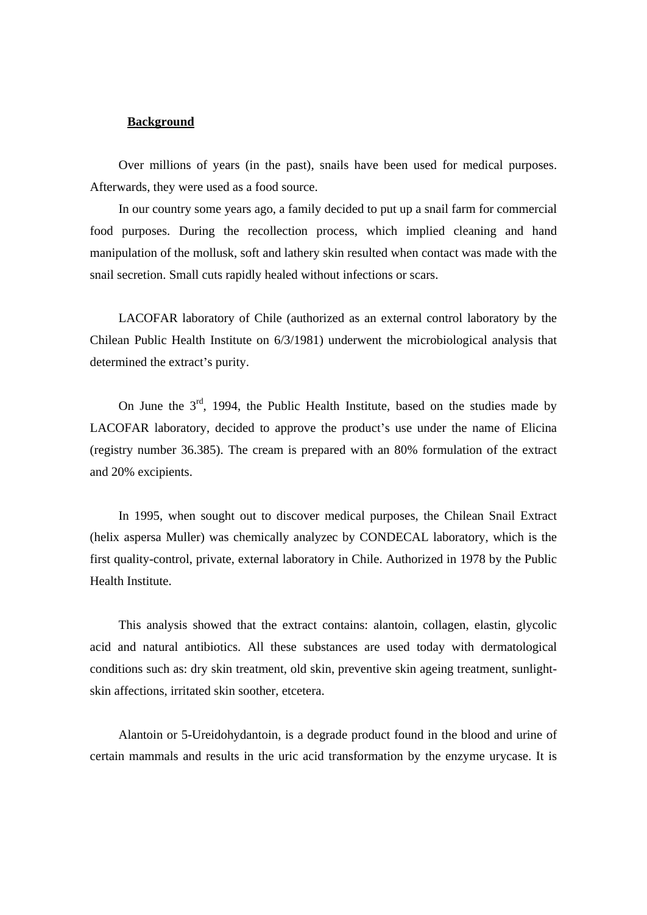**Background**

Over millions of years (in the past), snails have been used for medical purposes. Afterwards, they were used as a food source.

In our country some years ago, a family decided to put up a snail farm for commercial food purposes. During the recollection process, which implied cleaning and hand manipulation of the mollusk, soft and lathery skin resulted when contact was made with the snail secretion. Small cuts rapidly healed without infections or scars.

LACOFAR laboratory of Chile (authorized as an external control laboratory by the Chilean Public Health Institute on 6/3/1981) underwent the microbiological analysis that determined the extract's purity.

On June the 3rd, 1994, the Public Health Institute, based on the studies made by LACOFAR laboratory, decided to approve the product's use under the name of Elicina (registry number 36.385). The cream is prepared with an 80% formulation of the extract and 20% excipients.

In 1995, when sought out to discover medical purposes, the Chilean Snail Extract (helix aspersa Muller) was chemically analyzec by CONDECAL laboratory, which is the first quality-control, private, external laboratory in Chile. Authorized in 1978 by the Public Health Institute.

This analysis showed that the extract contains: alantoin, collagen, elastin, glycolic acid and natural antibiotics. All these substances are used today with dermatological conditions such as: dry skin treatment, old skin, preventive skin ageing treatment, sunlight-skin affections, irritated skin soother, etcetera.

Alantoin or 5-Ureidohydantoin, is a degrade product found in the blood and urine of certain mammals and results in the uric acid transformation by the enzyme urycase. It is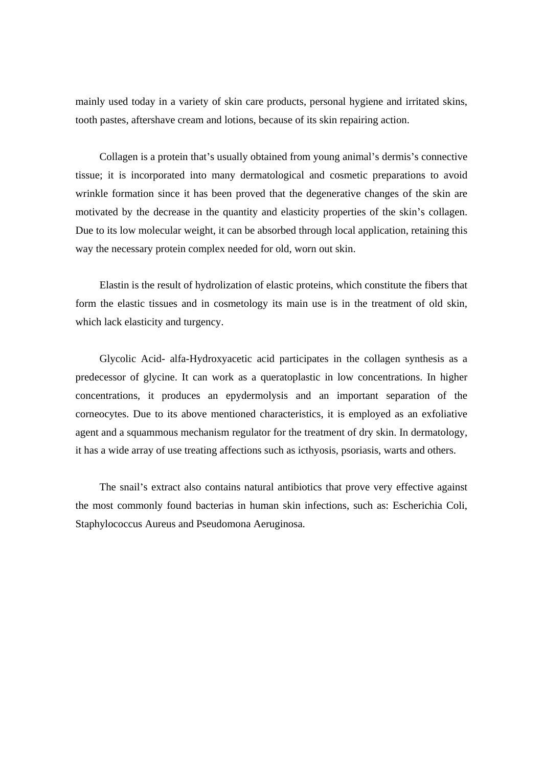mainly used today in a variety of skin care products, personal hygiene and irritated skins, tooth pastes, aftershave cream and lotions, because of its skin repairing action.

Collagen is a protein that's usually obtained from young animal's dermis's connective tissue; it is incorporated into many dermatological and cosmetic preparations to avoid wrinkle formation since it has been proved that the degenerative changes of the skin are motivated by the decrease in the quantity and elasticity properties of the skin's collagen. Due to its low molecular weight, it can be absorbed through local application, retaining this way the necessary protein complex needed for old, worn out skin.

Elastin is the result of hydrolization of elastic proteins, which constitute the fibers that form the elastic tissues and in cosmetology its main use is in the treatment of old skin, which lack elasticity and turgency.

Glycolic Acid- alfa-Hydroxyacetic acid participates in the collagen synthesis as a predecessor of glycine. It can work as a queratoplastic in low concentrations. In higher concentrations, it produces an epydermolysis and an important separation of the corneocytes. Due to its above mentioned characteristics, it is employed as an exfoliative agent and a squammous mechanism regulator for the treatment of dry skin. In dermatology, it has a wide array of use treating affections such as icthyosis, psoriasis, warts and others.

The snail's extract also contains natural antibiotics that prove very effective against the most commonly found bacterias in human skin infections, such as: Escherichia Coli, Staphylococcus Aureus and Pseudomona Aeruginosa.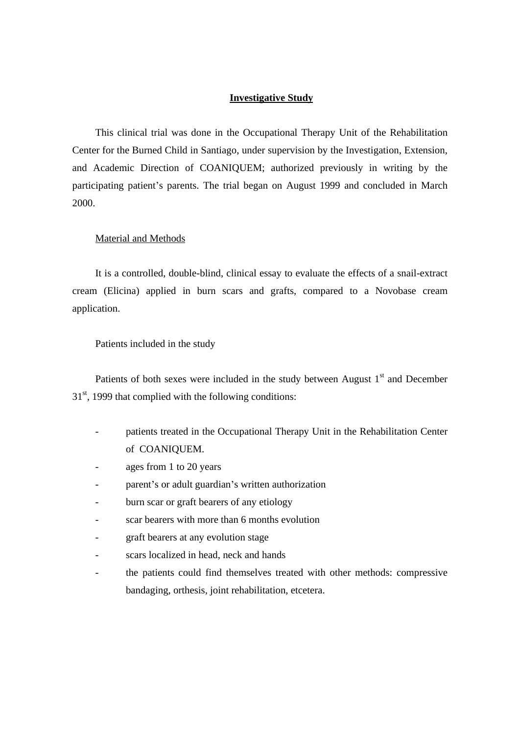## Investigative Study

This clinical trial was done in the Occupational Therapy Unit of the Rehabilitation Center for the Burned Child in Santiago, under supervision by the Investigation, Extension, and Academic Direction of COANIQUEM; authorized previously in writing by the participating patient's parents. The trial began on August 1999 and concluded in March 2000.

### Material and Methods

It is a controlled, double-blind, clinical essay to evaluate the effects of a snail-extract cream (Elicina) applied in burn scars and grafts, compared to a Novobase cream application.

#### Patients included in the study

Patients of both sexes were included in the study between August 1st and December 31st, 1999 that complied with the following conditions:

- patients treated in the Occupational Therapy Unit in the Rehabilitation Center of COANIQUEM.
- ages from 1 to 20 years
- parent's or adult guardian's written authorization
- burn scar or graft bearers of any etiology
- scar bearers with more than 6 months evolution
- graft bearers at any evolution stage
- scars localized in head, neck and hands
- the patients could find themselves treated with other methods: compressive bandaging, orthesis, joint rehabilitation, etcetera.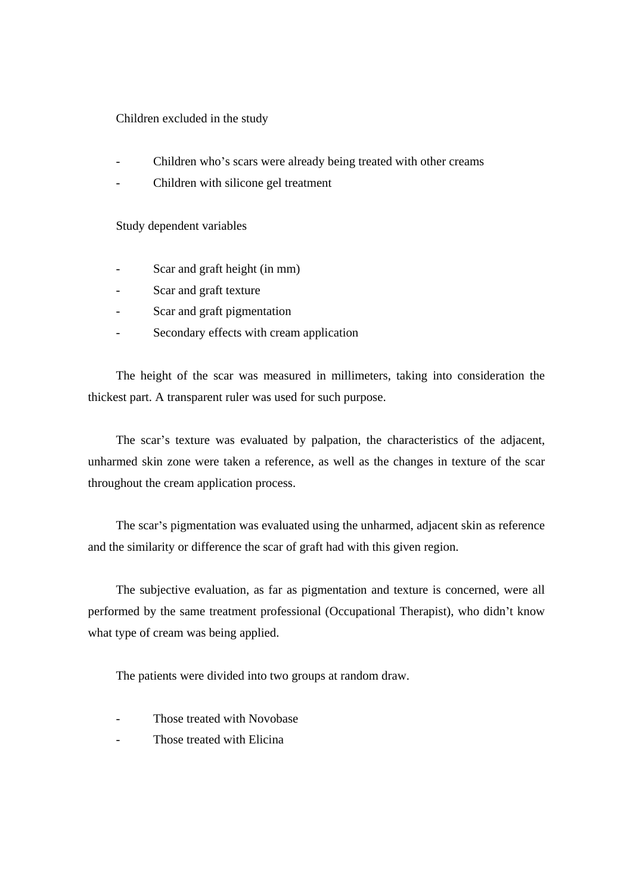Children excluded in the study

- Children who's scars were already being treated with other creams
- Children with silicone gel treatment

Study dependent variables

- Scar and graft height (in mm)
- Scar and graft texture
- Scar and graft pigmentation
- Secondary effects with cream application

The height of the scar was measured in millimeters, taking into consideration the thickest part. A transparent ruler was used for such purpose.

The scar's texture was evaluated by palpation, the characteristics of the adjacent, unharmed skin zone were taken a reference, as well as the changes in texture of the scar throughout the cream application process.

The scar's pigmentation was evaluated using the unharmed, adjacent skin as reference and the similarity or difference the scar of graft had with this given region.

The subjective evaluation, as far as pigmentation and texture is concerned, were all performed by the same treatment professional (Occupational Therapist), who didn't know what type of cream was being applied.

The patients were divided into two groups at random draw.

- Those treated with Novobase
- Those treated with Elicina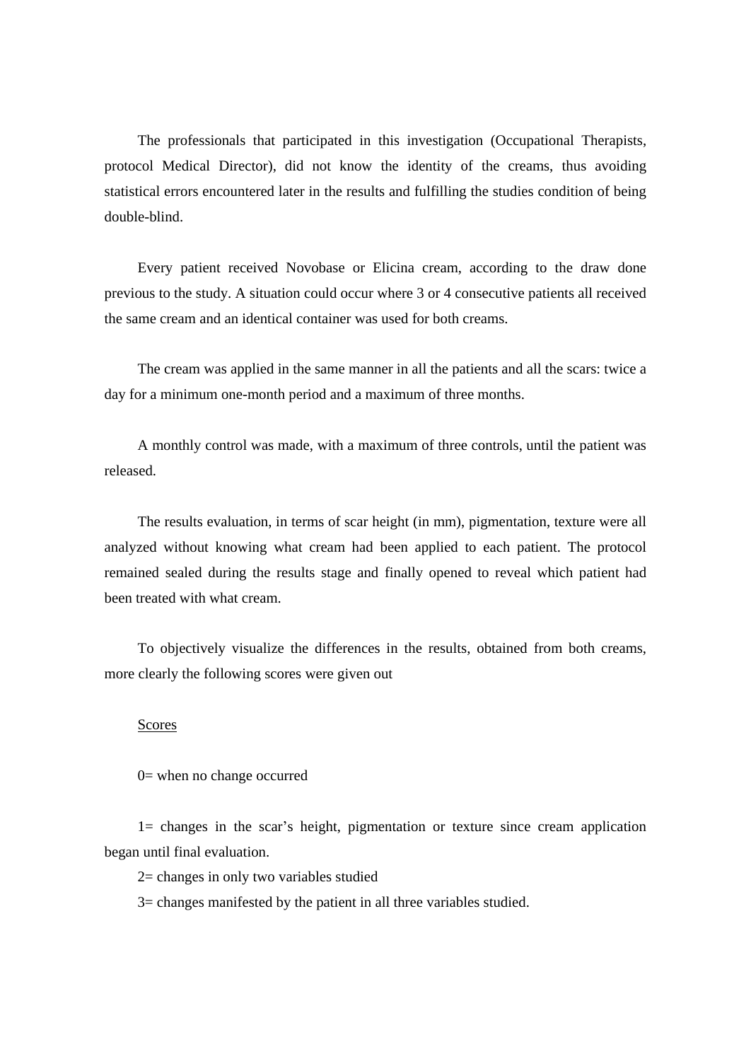The professionals that participated in this investigation (Occupational Therapists, protocol Medical Director), did not know the identity of the creams, thus avoiding statistical errors encountered later in the results and fulfilling the studies condition of being double-blind.

Every patient received Novobase or Elicina cream, according to the draw done previous to the study. A situation could occur where 3 or 4 consecutive patients all received the same cream and an identical container was used for both creams.

The cream was applied in the same manner in all the patients and all the scars: twice a day for a minimum one-month period and a maximum of three months.

A monthly control was made, with a maximum of three controls, until the patient was released.

The results evaluation, in terms of scar height (in mm), pigmentation, texture were all analyzed without knowing what cream had been applied to each patient. The protocol remained sealed during the results stage and finally opened to reveal which patient had been treated with what cream.

To objectively visualize the differences in the results, obtained from both creams, more clearly the following scores were given out

<u>Scores</u>

0= when no change occurred

1= changes in the scar's height, pigmentation or texture since cream application began until final evaluation.

2= changes in only two variables studied

3= changes manifested by the patient in all three variables studied.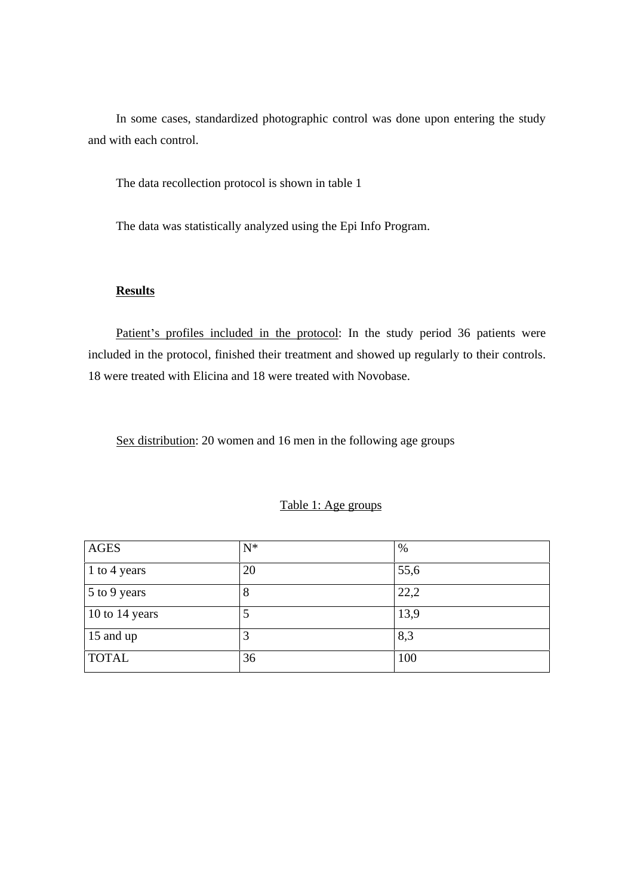In some cases, standardized photographic control was done upon entering the study and with each control.

The data recollection protocol is shown in table 1

The data was statistically analyzed using the Epi Info Program.

## Results

Patient's profiles included in the protocol: In the study period 36 patients were included in the protocol, finished their treatment and showed up regularly to their controls. 18 were treated with Elicina and 18 were treated with Novobase.

Sex distribution: 20 women and 16 men in the following age groups

Table 1: Age groups

| AGES | N* | % |
|---|---|---|
| 1 to 4 years | 20 | 55,6 |
| 5 to 9 years | 8 | 22,2 |
| 10 to 14 years | 5 | 13,9 |
| 15 and up | 3 | 8,3 |
| TOTAL | 36 | 100 |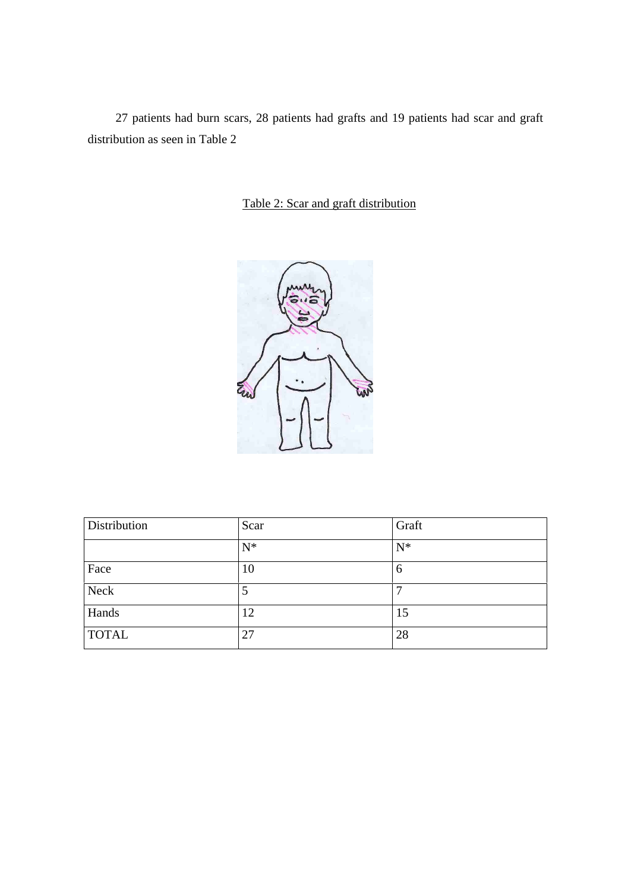27 patients had burn scars, 28 patients had grafts and 19 patients had scar and graft distribution as seen in Table 2

Table 2: Scar and graft distribution

| Distribution | Scar | Graft |
|---|---|---|
| | N* | N* |
| Face | 10 | 6 |
| Neck | 5 | 7 |
| Hands | 12 | 15 |
| TOTAL | 27 | 28 |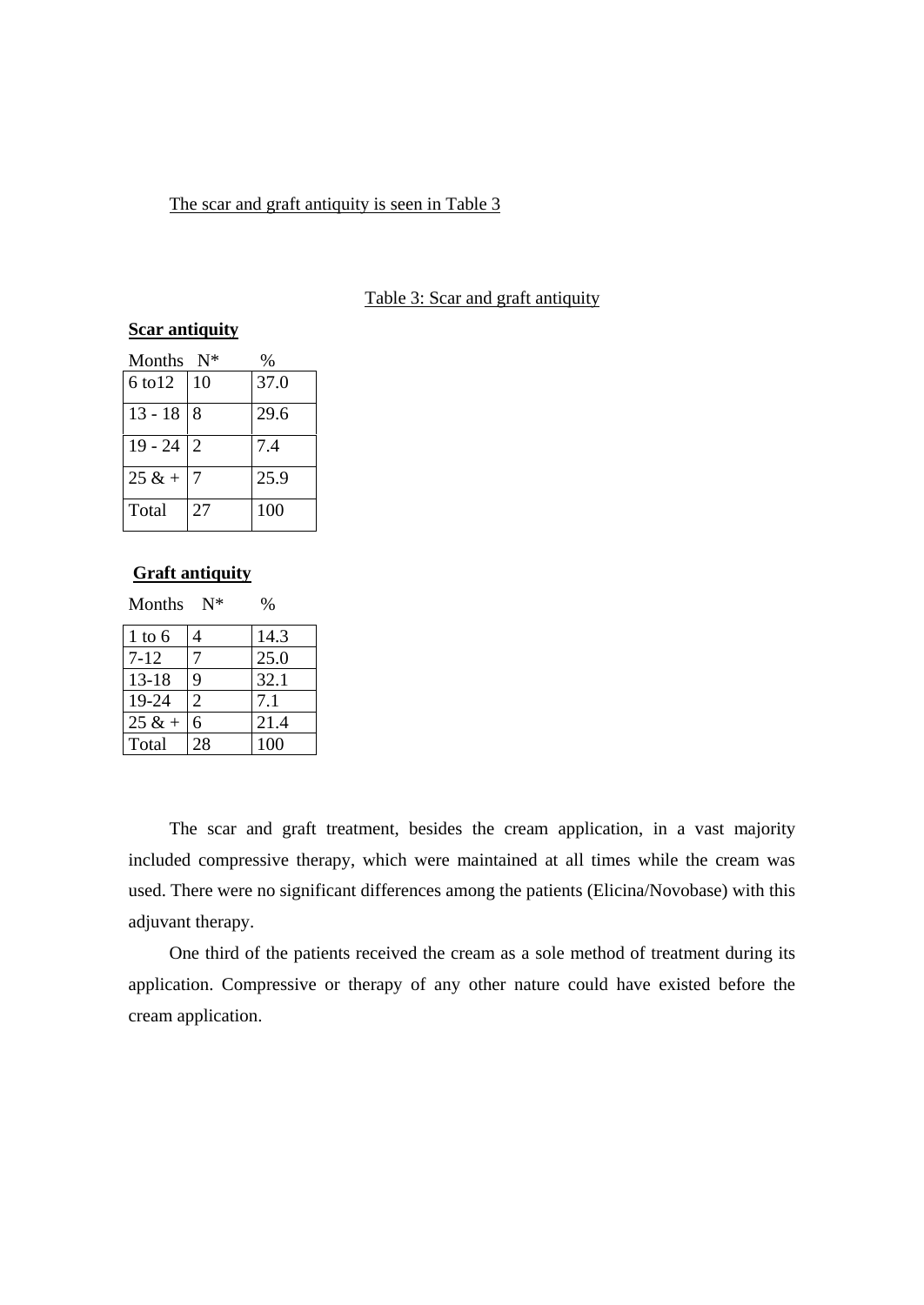The scar and graft antiquity is seen in Table 3

Table 3: Scar and graft antiquity

**Scar antiquity**

| Months | N* | % |
|---|---|---|
| 6 to12 | 10 | 37.0 |
| 13 - 18 | 8 | 29.6 |
| 19 - 24 | 2 | 7.4 |
| 25 & + | 7 | 25.9 |
| Total | 27 | 100 |

**Graft antiquity**

| Months | N* | % |
|---|---|---|
| 1 to 6 | 4 | 14.3 |
| 7-12 | 7 | 25.0 |
| 13-18 | 9 | 32.1 |
| 19-24 | 2 | 7.1 |
| 25 & + | 6 | 21.4 |
| Total | 28 | 100 |

The scar and graft treatment, besides the cream application, in a vast majority included compressive therapy, which were maintained at all times while the cream was used. There were no significant differences among the patients (Elicina/Novobase) with this adjuvant therapy.

One third of the patients received the cream as a sole method of treatment during its application. Compressive or therapy of any other nature could have existed before the cream application.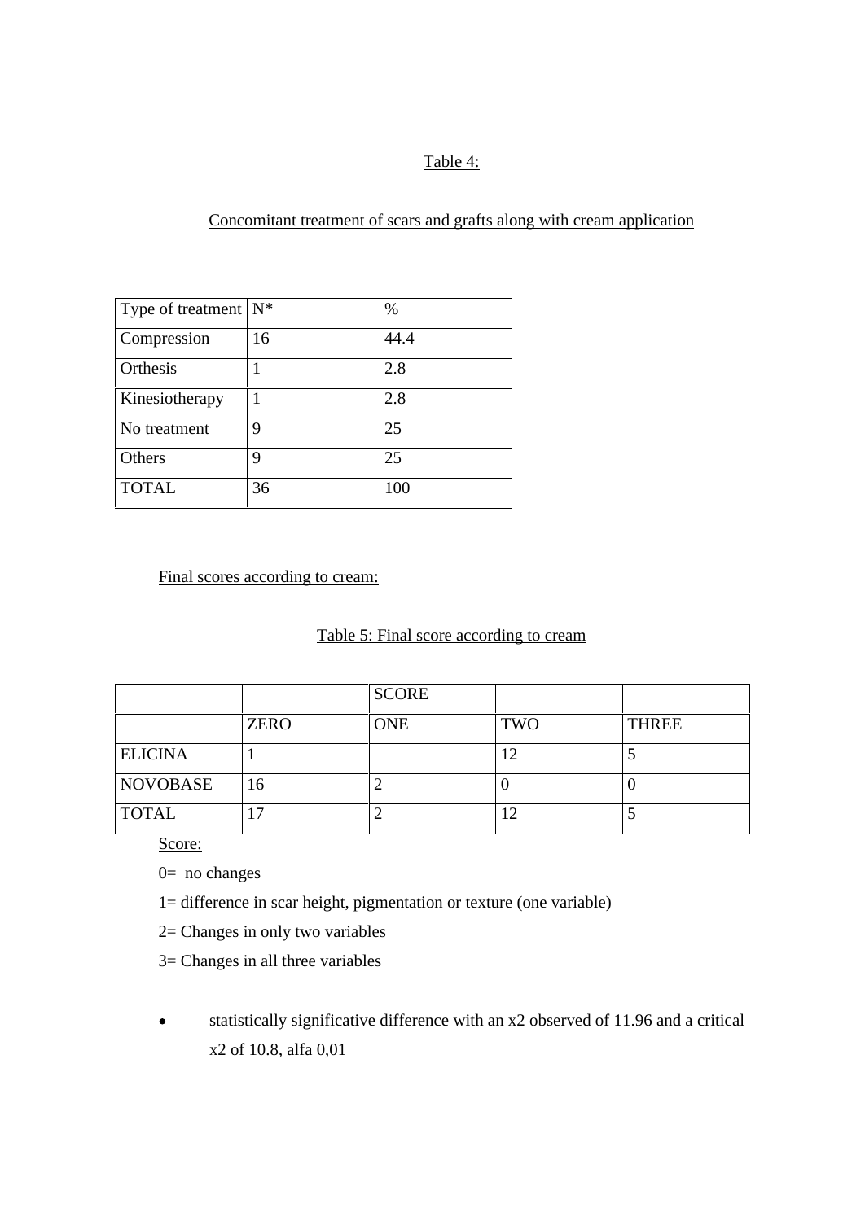Table 4:

Concomitant treatment of scars and grafts along with cream application

| Type of treatment | N* | % |
|---|---|---|
| Compression | 16 | 44.4 |
| Orthesis | 1 | 2.8 |
| Kinesiotherapy | 1 | 2.8 |
| No treatment | 9 | 25 |
| Others | 9 | 25 |
| TOTAL | 36 | 100 |

Final scores according to cream:

Table 5: Final score according to cream

| | | SCORE | | |
|---|---|---|---|---|
| | ZERO | ONE | TWO | THREE |
| ELICINA | 1 | | 12 | 5 |
| NOVOBASE | 16 | 2 | 0 | 0 |
| TOTAL | 17 | 2 | 12 | 5 |

Score:

0= no changes

1= difference in scar height, pigmentation or texture (one variable)

2= Changes in only two variables

3= Changes in all three variables

- statistically significative difference with an x2 observed of 11.96 and a critical x2 of 10.8, alfa 0,01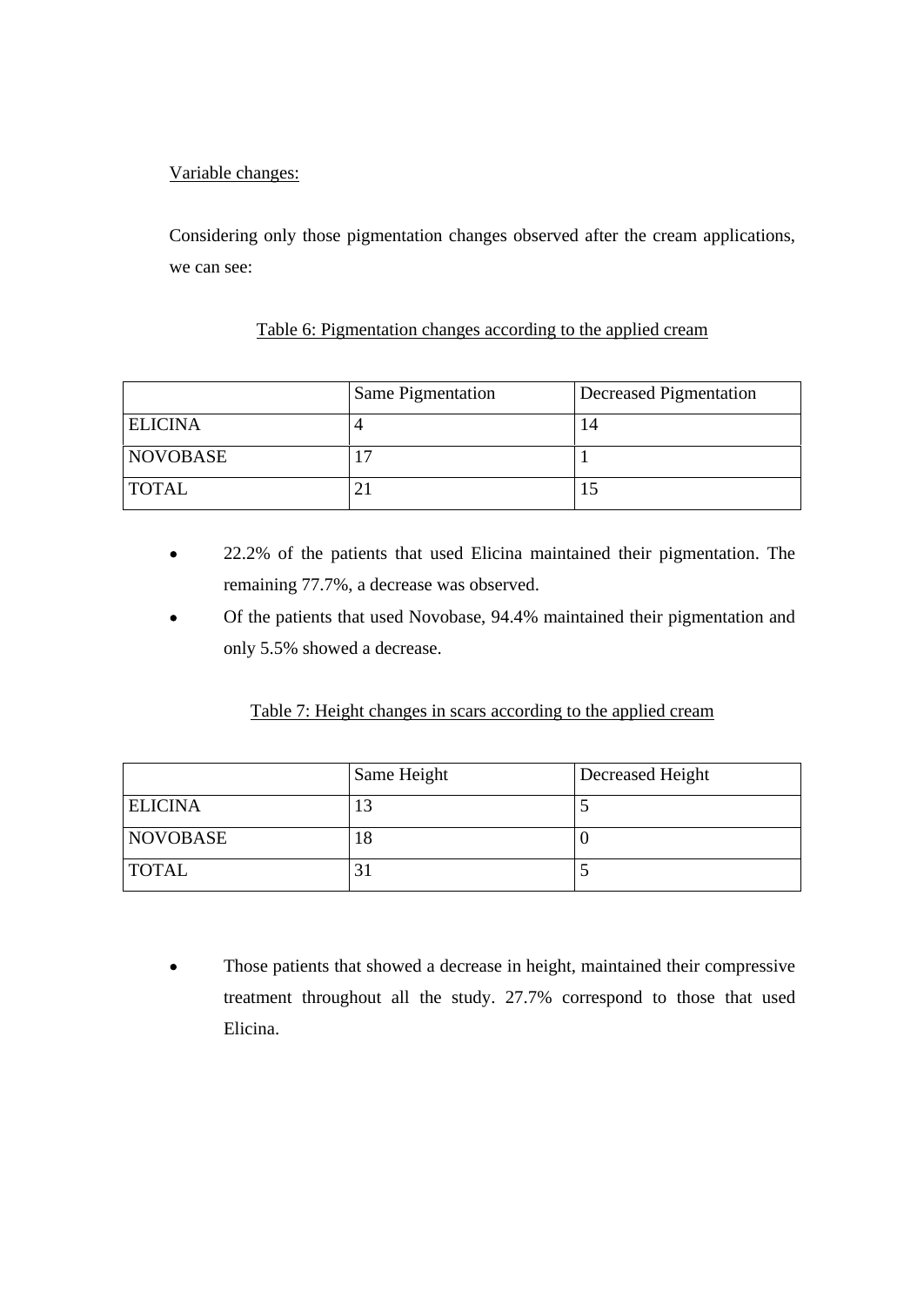Variable changes:

Considering only those pigmentation changes observed after the cream applications, we can see:

Table 6: Pigmentation changes according to the applied cream

| | Same Pigmentation | Decreased Pigmentation |
|---|---|---|
| ELICINA | 4 | 14 |
| NOVOBASE | 17 | 1 |
| TOTAL | 21 | 15 |

- 22.2% of the patients that used Elicina maintained their pigmentation. The remaining 77.7%, a decrease was observed.
- Of the patients that used Novobase, 94.4% maintained their pigmentation and only 5.5% showed a decrease.

Table 7: Height changes in scars according to the applied cream

| | Same Height | Decreased Height |
|---|---|---|
| ELICINA | 13 | 5 |
| NOVOBASE | 18 | 0 |
| TOTAL | 31 | 5 |

- Those patients that showed a decrease in height, maintained their compressive treatment throughout all the study. 27.7% correspond to those that used Elicina.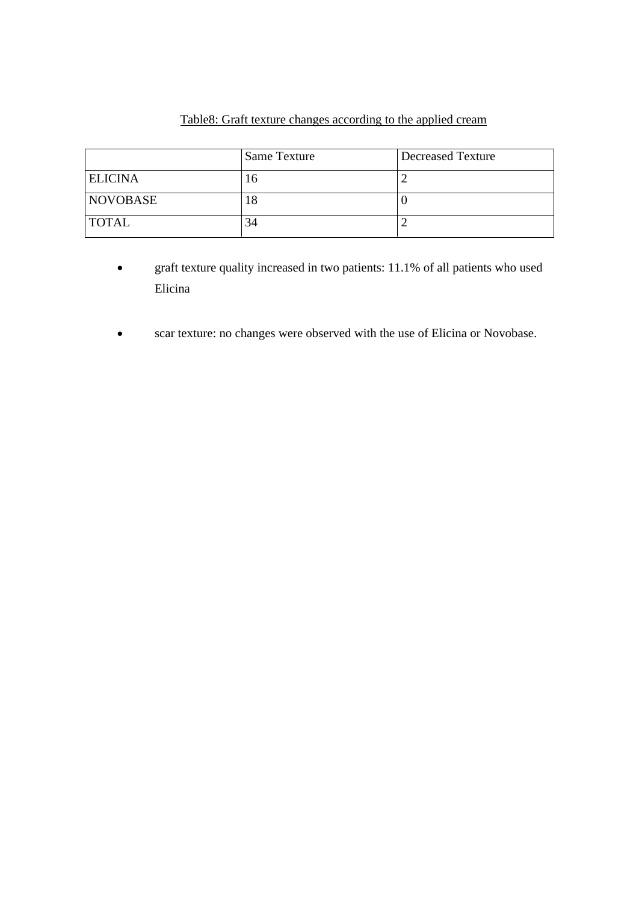Table8: Graft texture changes according to the applied cream

| | Same Texture | Decreased Texture |
|---|---|---|
| ELICINA | 16 | 2 |
| NOVOBASE | 18 | 0 |
| TOTAL | 34 | 2 |

- graft texture quality increased in two patients: 11.1% of all patients who used Elicina

- scar texture: no changes were observed with the use of Elicina or Novobase.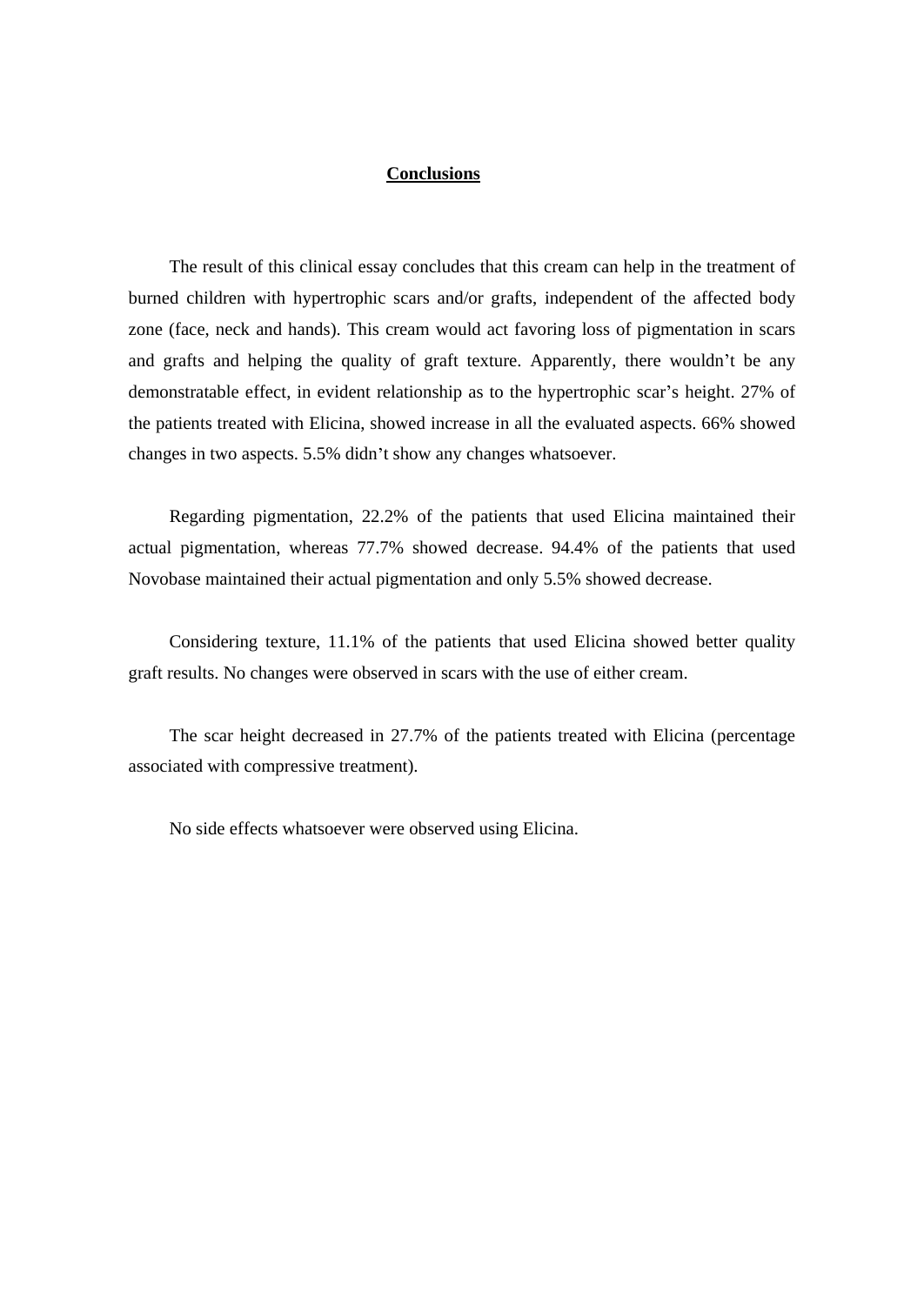## Conclusions

The result of this clinical essay concludes that this cream can help in the treatment of burned children with hypertrophic scars and/or grafts, independent of the affected body zone (face, neck and hands). This cream would act favoring loss of pigmentation in scars and grafts and helping the quality of graft texture. Apparently, there wouldn't be any demonstratable effect, in evident relationship as to the hypertrophic scar's height. 27% of the patients treated with Elicina, showed increase in all the evaluated aspects. 66% showed changes in two aspects. 5.5% didn't show any changes whatsoever.

Regarding pigmentation, 22.2% of the patients that used Elicina maintained their actual pigmentation, whereas 77.7% showed decrease. 94.4% of the patients that used Novobase maintained their actual pigmentation and only 5.5% showed decrease.

Considering texture, 11.1% of the patients that used Elicina showed better quality graft results. No changes were observed in scars with the use of either cream.

The scar height decreased in 27.7% of the patients treated with Elicina (percentage associated with compressive treatment).

No side effects whatsoever were observed using Elicina.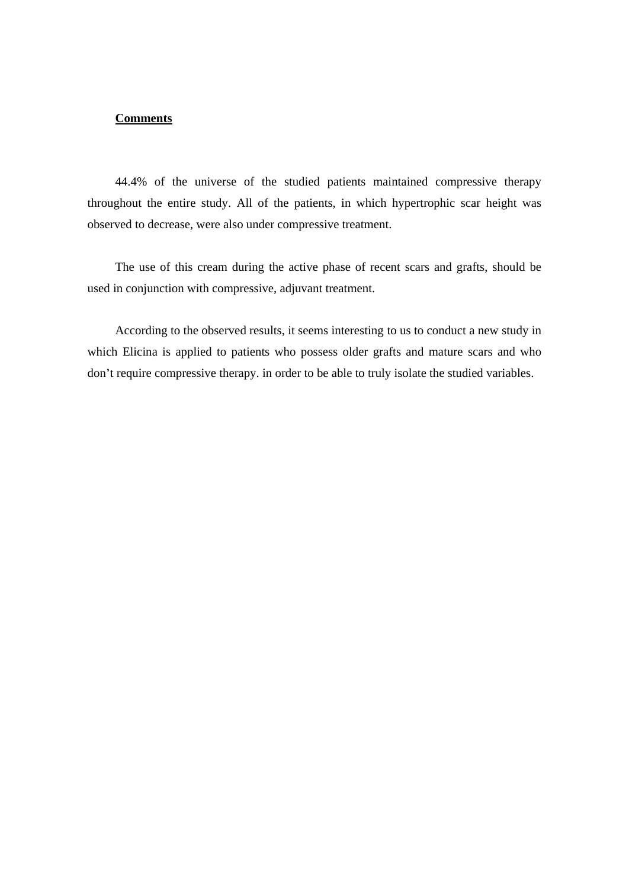**Comments**

44.4% of the universe of the studied patients maintained compressive therapy throughout the entire study. All of the patients, in which hypertrophic scar height was observed to decrease, were also under compressive treatment.

The use of this cream during the active phase of recent scars and grafts, should be used in conjunction with compressive, adjuvant treatment.

According to the observed results, it seems interesting to us to conduct a new study in which Elicina is applied to patients who possess older grafts and mature scars and who don't require compressive therapy. in order to be able to truly isolate the studied variables.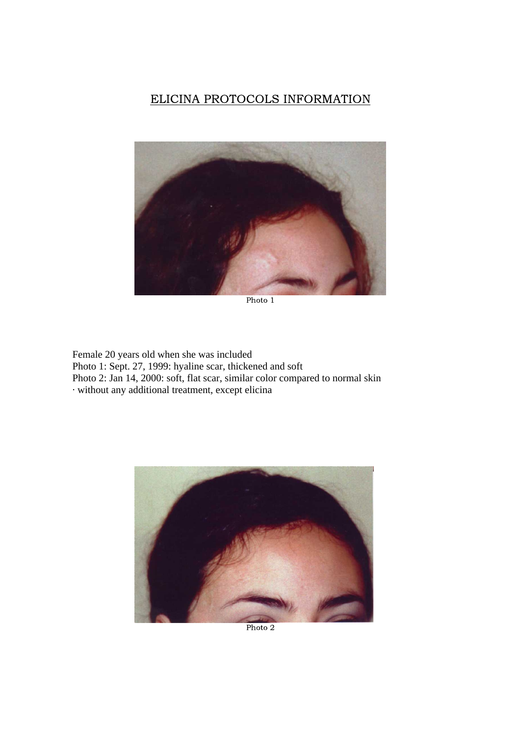# ELICINA PROTOCOLS INFORMATION

Photo 1

Female 20 years old when she was included

Photo 1: Sept. 27, 1999: hyaline scar, thickened and soft

Photo 2: Jan 14, 2000: soft, flat scar, similar color compared to normal skin

· without any additional treatment, except elicina

Photo 2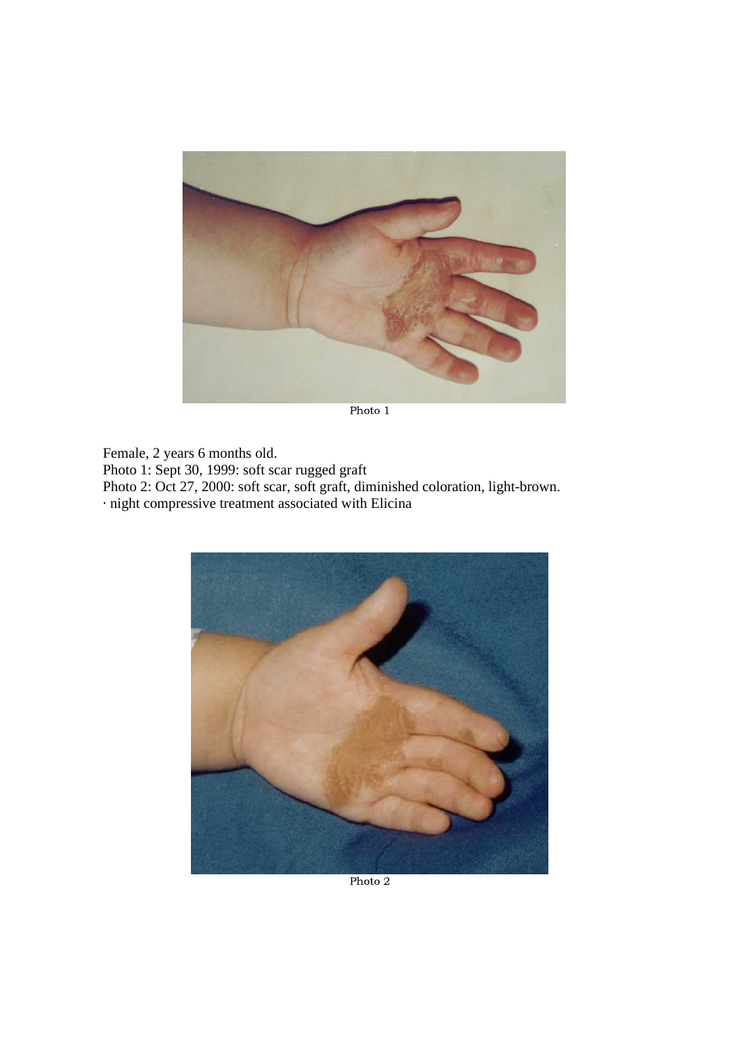Photo 1

Female, 2 years 6 months old.

Photo 1: Sept 30, 1999: soft scar rugged graft

Photo 2: Oct 27, 2000: soft scar, soft graft, diminished coloration, light-brown.

· night compressive treatment associated with Elicina

Photo 2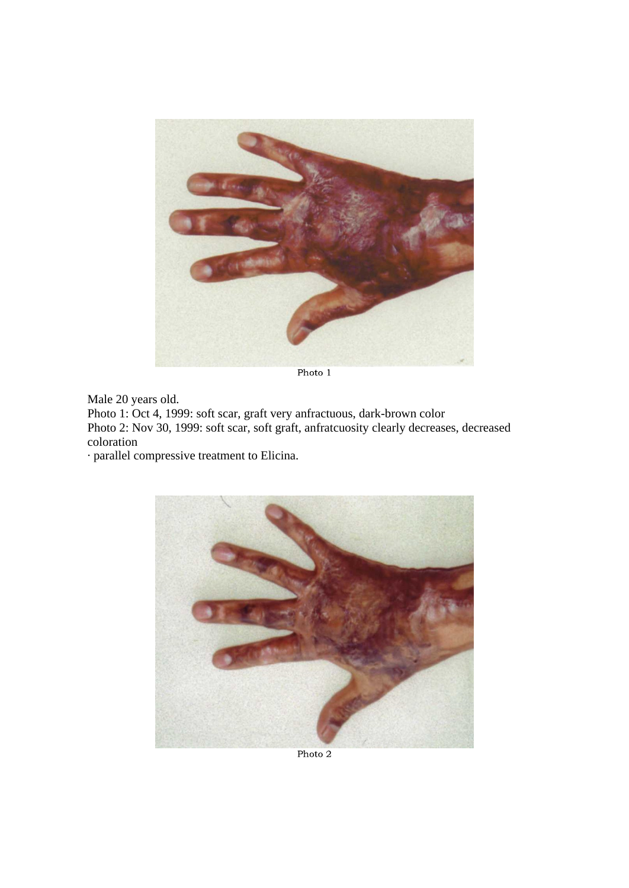Photo 1

Male 20 years old.

Photo 1: Oct 4, 1999: soft scar, graft very anfractuous, dark-brown color

Photo 2: Nov 30, 1999: soft scar, soft graft, anfratcuosity clearly decreases, decreased coloration

· parallel compressive treatment to Elicina.

Photo 2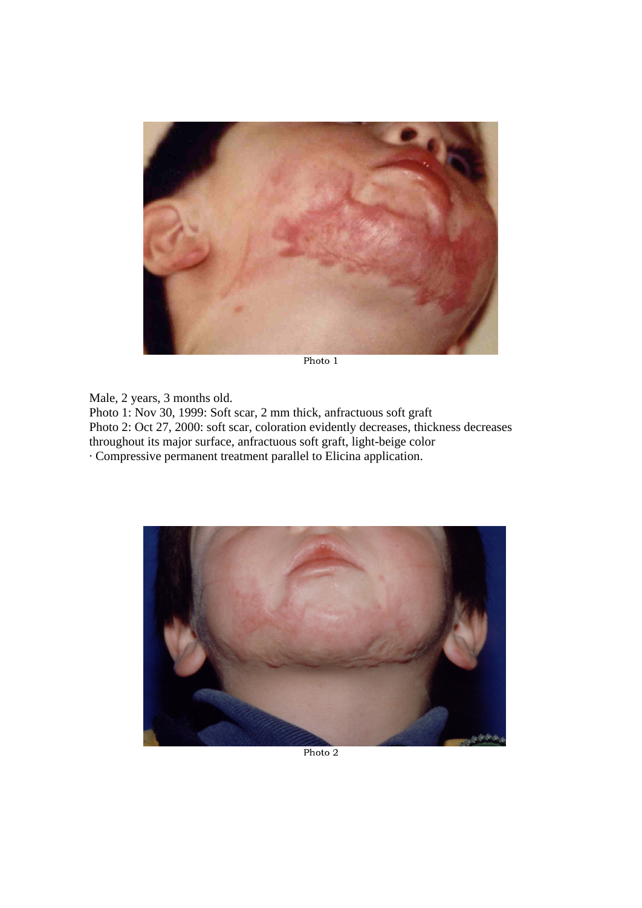Photo 1

Male, 2 years, 3 months old.
Photo 1: Nov 30, 1999: Soft scar, 2 mm thick, anfractuous soft graft
Photo 2: Oct 27, 2000: soft scar, coloration evidently decreases, thickness decreases throughout its major surface, anfractuous soft graft, light-beige color
· Compressive permanent treatment parallel to Elicina application.

Photo 2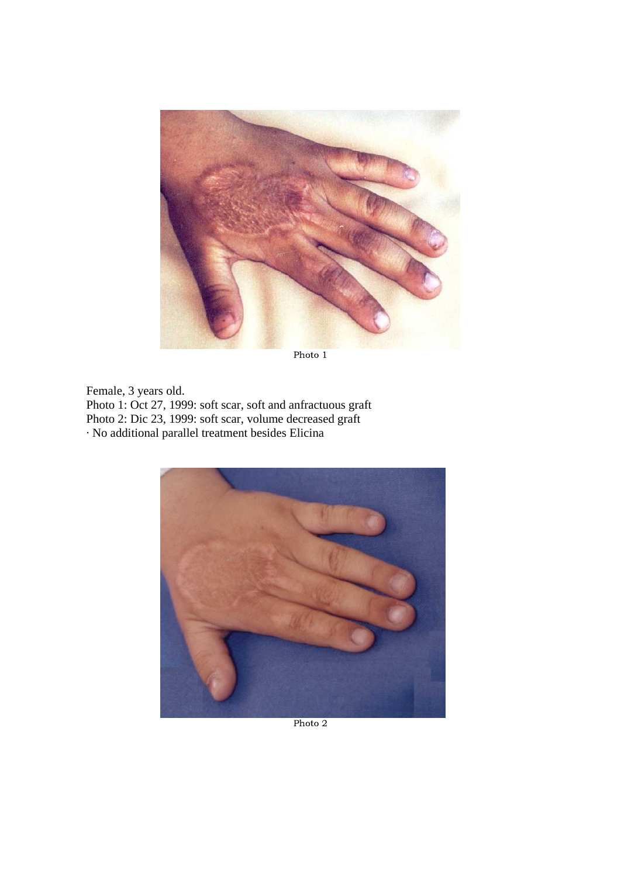Photo 1

Female, 3 years old.

Photo 1: Oct 27, 1999: soft scar, soft and anfractuous graft

Photo 2: Dic 23, 1999: soft scar, volume decreased graft

· No additional parallel treatment besides Elicina

Photo 2